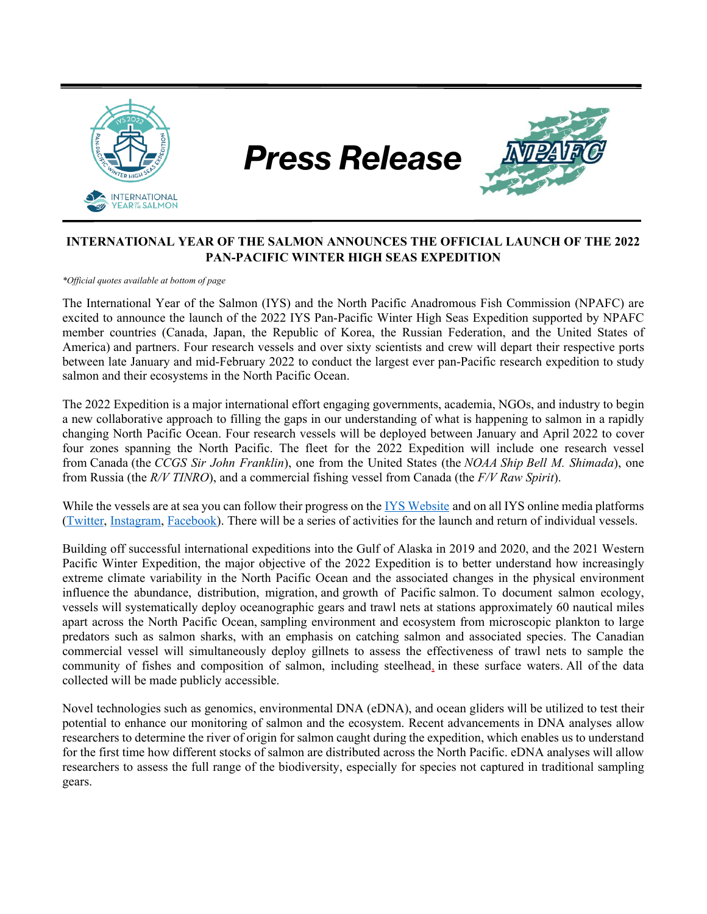# Press Release

## INTERNATIONAL YEAR OF THE SALMON ANNOUNCES THE OFFICIAL LAUNCH OF THE 2022 PAN-PACIFIC WINTER HIGH SEAS EXPEDITION

*\*Official quotes available at bottom of page*

The International Year of the Salmon (IYS) and the North Pacific Anadromous Fish Commission (NPAFC) are excited to announce the launch of the 2022 IYS Pan-Pacific Winter High Seas Expedition supported by NPAFC member countries (Canada, Japan, the Republic of Korea, the Russian Federation, and the United States of America) and partners. Four research vessels and over sixty scientists and crew will depart their respective ports between late January and mid-February 2022 to conduct the largest ever pan-Pacific research expedition to study salmon and their ecosystems in the North Pacific Ocean.

The 2022 Expedition is a major international effort engaging governments, academia, NGOs, and industry to begin a new collaborative approach to filling the gaps in our understanding of what is happening to salmon in a rapidly changing North Pacific Ocean. Four research vessels will be deployed between January and April 2022 to cover four zones spanning the North Pacific. The fleet for the 2022 Expedition will include one research vessel from Canada (the *CCGS Sir John Franklin*), one from the United States (the *NOAA Ship Bell M. Shimada*), one from Russia (the *R/V TINRO*), and a commercial fishing vessel from Canada (the *F/V Raw Spirit*).

While the vessels are at sea you can follow their progress on the IYS Website and on all IYS online media platforms (Twitter, Instagram, Facebook). There will be a series of activities for the launch and return of individual vessels.

Building off successful international expeditions into the Gulf of Alaska in 2019 and 2020, and the 2021 Western Pacific Winter Expedition, the major objective of the 2022 Expedition is to better understand how increasingly extreme climate variability in the North Pacific Ocean and the associated changes in the physical environment influence the abundance, distribution, migration, and growth of Pacific salmon. To document salmon ecology, vessels will systematically deploy oceanographic gears and trawl nets at stations approximately 60 nautical miles apart across the North Pacific Ocean, sampling environment and ecosystem from microscopic plankton to large predators such as salmon sharks, with an emphasis on catching salmon and associated species. The Canadian commercial vessel will simultaneously deploy gillnets to assess the effectiveness of trawl nets to sample the community of fishes and composition of salmon, including steelhead, in these surface waters. All of the data collected will be made publicly accessible.

Novel technologies such as genomics, environmental DNA (eDNA), and ocean gliders will be utilized to test their potential to enhance our monitoring of salmon and the ecosystem. Recent advancements in DNA analyses allow researchers to determine the river of origin for salmon caught during the expedition, which enables us to understand for the first time how different stocks of salmon are distributed across the North Pacific. eDNA analyses will allow researchers to assess the full range of the biodiversity, especially for species not captured in traditional sampling gears.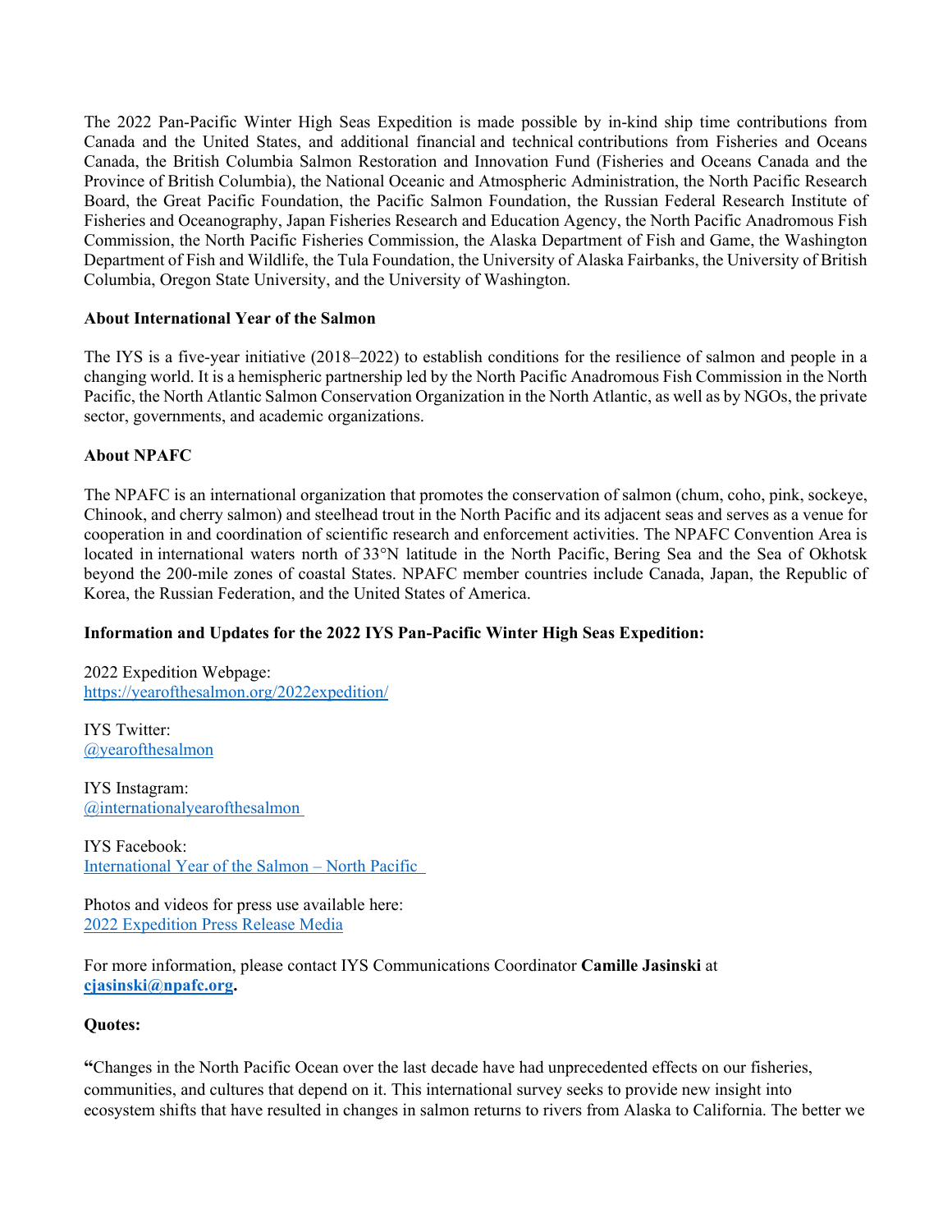The 2022 Pan-Pacific Winter High Seas Expedition is made possible by in-kind ship time contributions from Canada and the United States, and additional financial and technical contributions from Fisheries and Oceans Canada, the British Columbia Salmon Restoration and Innovation Fund (Fisheries and Oceans Canada and the Province of British Columbia), the National Oceanic and Atmospheric Administration, the North Pacific Research Board, the Great Pacific Foundation, the Pacific Salmon Foundation, the Russian Federal Research Institute of Fisheries and Oceanography, Japan Fisheries Research and Education Agency, the North Pacific Anadromous Fish Commission, the North Pacific Fisheries Commission, the Alaska Department of Fish and Game, the Washington Department of Fish and Wildlife, the Tula Foundation, the University of Alaska Fairbanks, the University of British Columbia, Oregon State University, and the University of Washington.

**About International Year of the Salmon**

The IYS is a five-year initiative (2018–2022) to establish conditions for the resilience of salmon and people in a changing world. It is a hemispheric partnership led by the North Pacific Anadromous Fish Commission in the North Pacific, the North Atlantic Salmon Conservation Organization in the North Atlantic, as well as by NGOs, the private sector, governments, and academic organizations.

**About NPAFC**

The NPAFC is an international organization that promotes the conservation of salmon (chum, coho, pink, sockeye, Chinook, and cherry salmon) and steelhead trout in the North Pacific and its adjacent seas and serves as a venue for cooperation in and coordination of scientific research and enforcement activities. The NPAFC Convention Area is located in international waters north of 33°N latitude in the North Pacific, Bering Sea and the Sea of Okhotsk beyond the 200-mile zones of coastal States. NPAFC member countries include Canada, Japan, the Republic of Korea, the Russian Federation, and the United States of America.

**Information and Updates for the 2022 IYS Pan-Pacific Winter High Seas Expedition:**

2022 Expedition Webpage:
https://yearofthesalmon.org/2022expedition/

IYS Twitter:
@yearofthesalmon

IYS Instagram:
@internationalyearofthesalmon

IYS Facebook:
International Year of the Salmon – North Pacific

Photos and videos for press use available here:
2022 Expedition Press Release Media

For more information, please contact IYS Communications Coordinator **Camille Jasinski** at **cjasinski@npafc.org.**

**Quotes:**

**"**Changes in the North Pacific Ocean over the last decade have had unprecedented effects on our fisheries, communities, and cultures that depend on it. This international survey seeks to provide new insight into ecosystem shifts that have resulted in changes in salmon returns to rivers from Alaska to California. The better we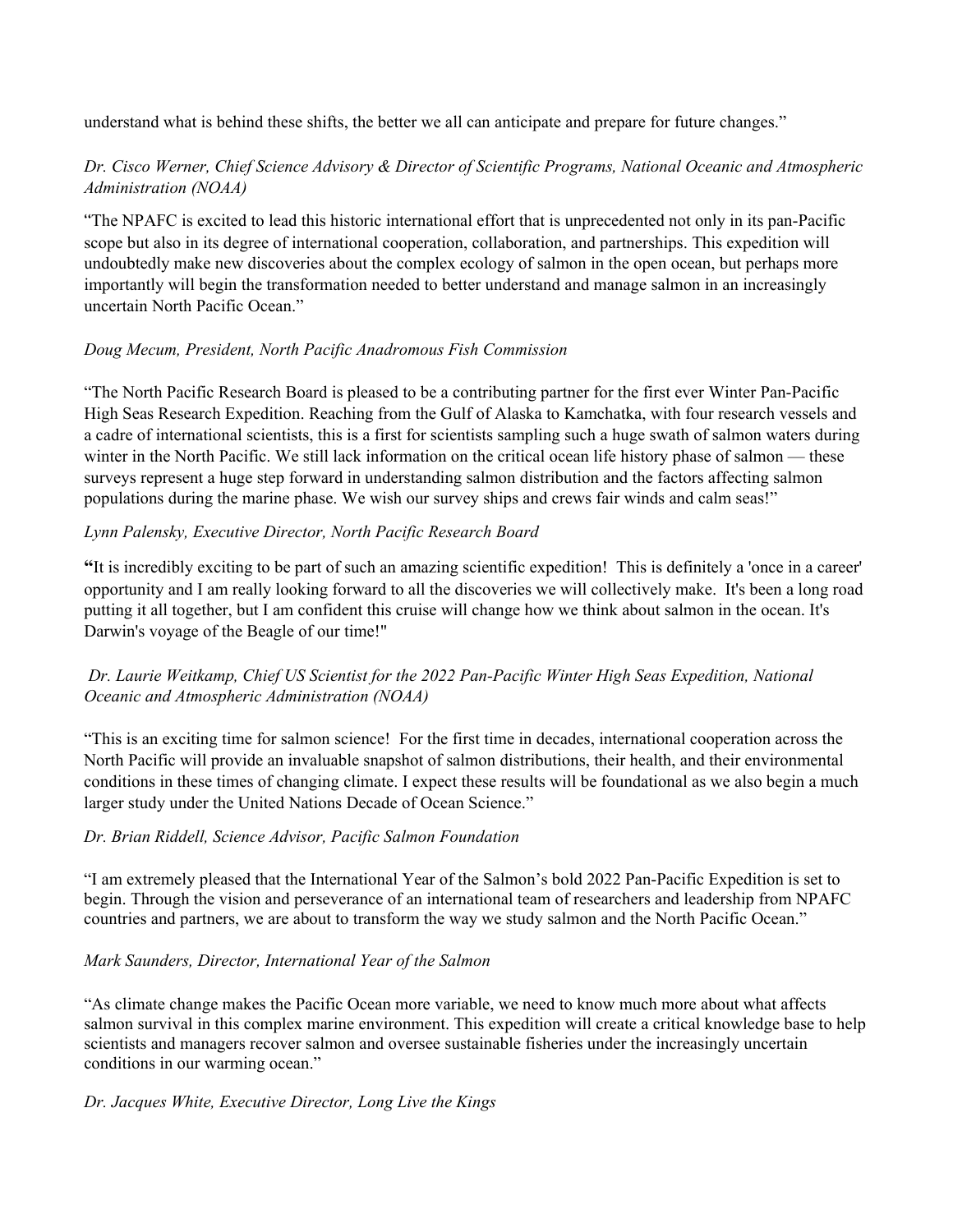understand what is behind these shifts, the better we all can anticipate and prepare for future changes."

*Dr. Cisco Werner, Chief Science Advisory & Director of Scientific Programs, National Oceanic and Atmospheric Administration (NOAA)*

"The NPAFC is excited to lead this historic international effort that is unprecedented not only in its pan-Pacific scope but also in its degree of international cooperation, collaboration, and partnerships. This expedition will undoubtedly make new discoveries about the complex ecology of salmon in the open ocean, but perhaps more importantly will begin the transformation needed to better understand and manage salmon in an increasingly uncertain North Pacific Ocean."

*Doug Mecum, President, North Pacific Anadromous Fish Commission*

"The North Pacific Research Board is pleased to be a contributing partner for the first ever Winter Pan-Pacific High Seas Research Expedition. Reaching from the Gulf of Alaska to Kamchatka, with four research vessels and a cadre of international scientists, this is a first for scientists sampling such a huge swath of salmon waters during winter in the North Pacific. We still lack information on the critical ocean life history phase of salmon — these surveys represent a huge step forward in understanding salmon distribution and the factors affecting salmon populations during the marine phase. We wish our survey ships and crews fair winds and calm seas!"

*Lynn Palensky, Executive Director, North Pacific Research Board*

**"**It is incredibly exciting to be part of such an amazing scientific expedition! This is definitely a 'once in a career' opportunity and I am really looking forward to all the discoveries we will collectively make. It's been a long road putting it all together, but I am confident this cruise will change how we think about salmon in the ocean. It's Darwin's voyage of the Beagle of our time!"

*Dr. Laurie Weitkamp, Chief US Scientist for the 2022 Pan-Pacific Winter High Seas Expedition, National Oceanic and Atmospheric Administration (NOAA)*

"This is an exciting time for salmon science! For the first time in decades, international cooperation across the North Pacific will provide an invaluable snapshot of salmon distributions, their health, and their environmental conditions in these times of changing climate. I expect these results will be foundational as we also begin a much larger study under the United Nations Decade of Ocean Science."

*Dr. Brian Riddell, Science Advisor, Pacific Salmon Foundation*

"I am extremely pleased that the International Year of the Salmon's bold 2022 Pan-Pacific Expedition is set to begin. Through the vision and perseverance of an international team of researchers and leadership from NPAFC countries and partners, we are about to transform the way we study salmon and the North Pacific Ocean."

*Mark Saunders, Director, International Year of the Salmon*

"As climate change makes the Pacific Ocean more variable, we need to know much more about what affects salmon survival in this complex marine environment. This expedition will create a critical knowledge base to help scientists and managers recover salmon and oversee sustainable fisheries under the increasingly uncertain conditions in our warming ocean."

*Dr. Jacques White, Executive Director, Long Live the Kings*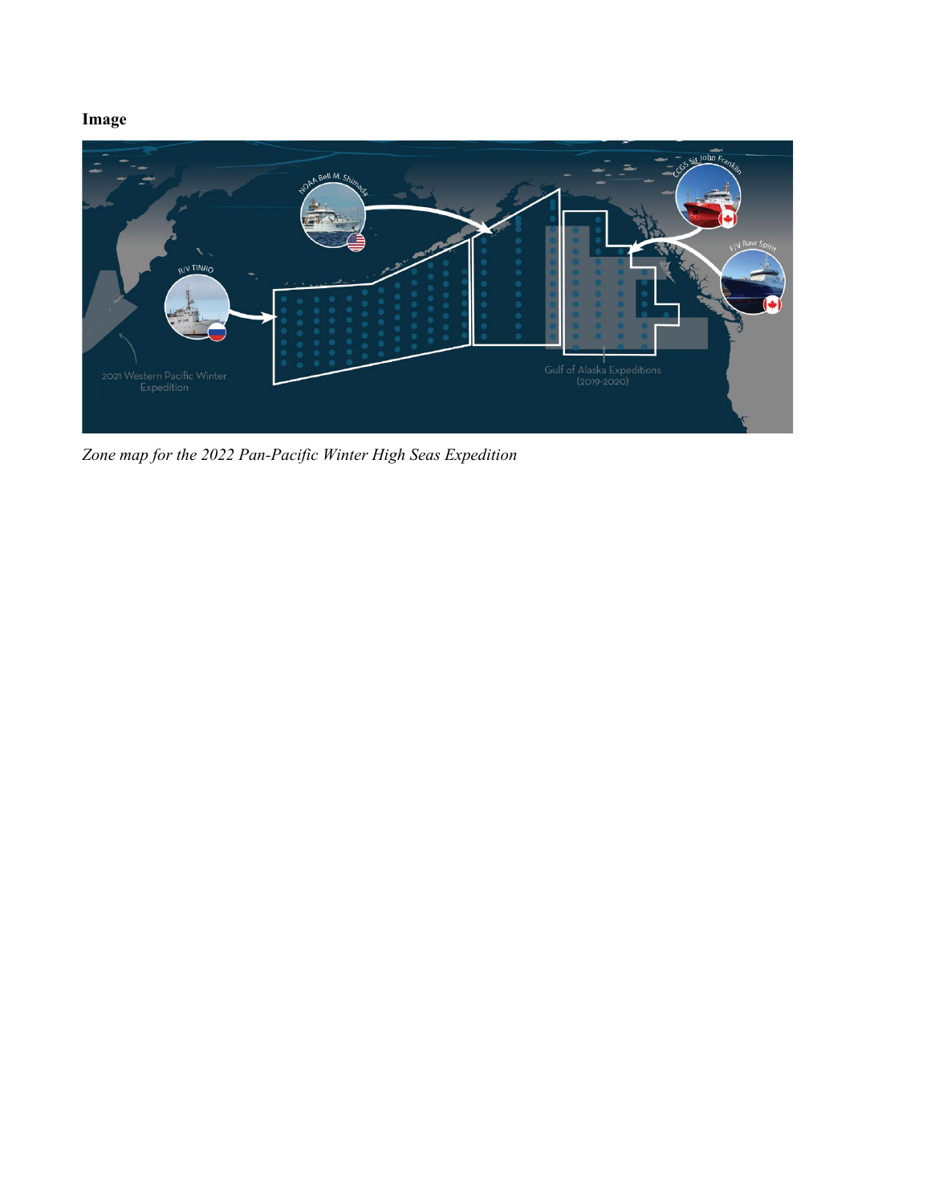**Image**

2021 Western Pacific Winter Expedition

R/V TINRO

NOAA Bell M. Shimada

CCGS Sir John Franklin

F/V Raw Spirit

Gulf of Alaska Expeditions (2019-2020)

*Zone map for the 2022 Pan-Pacific Winter High Seas Expedition*